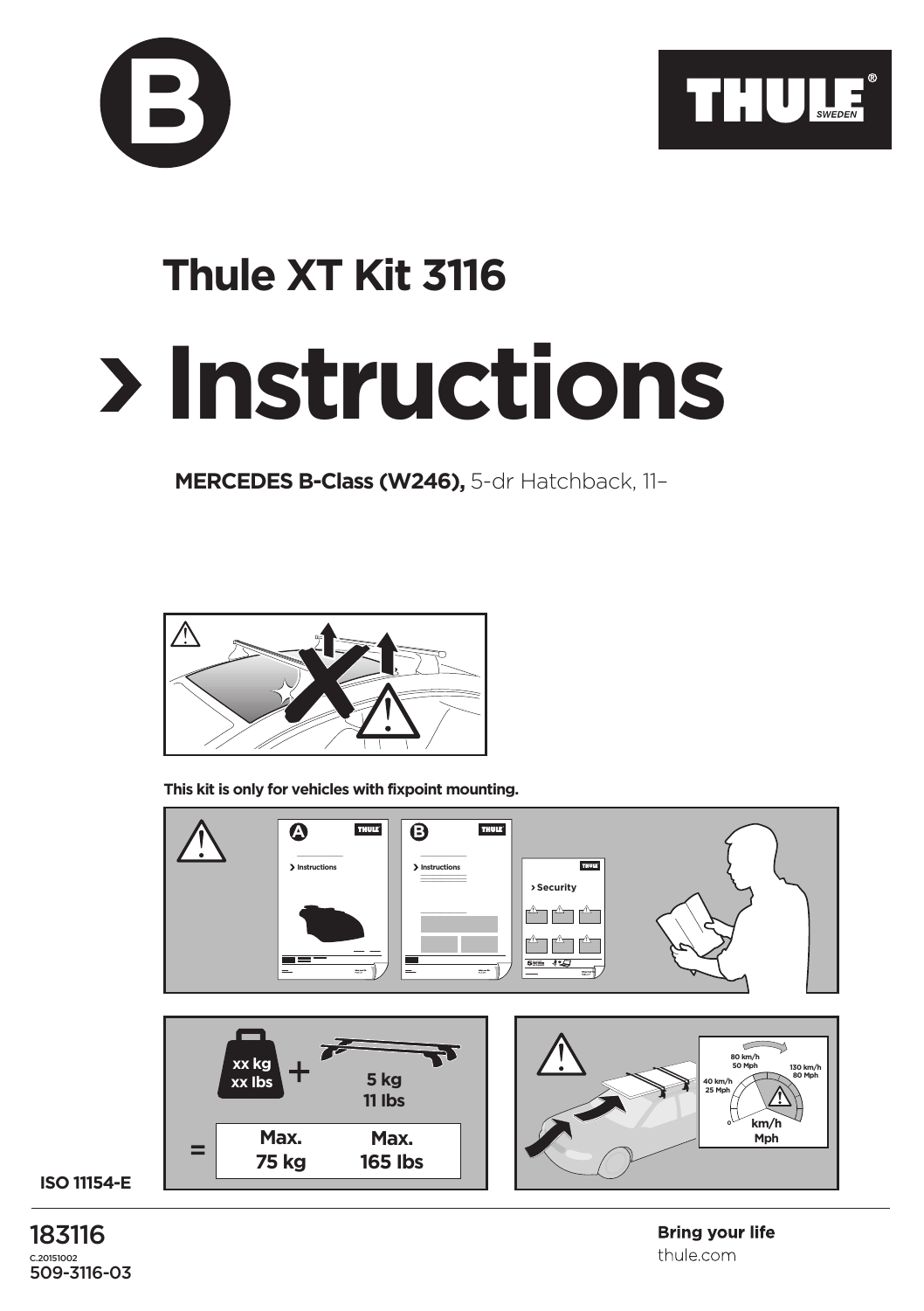B

THULE SWEDEN

# Thule XT Kit 3116

# › Instructions

**MERCEDES B-Class (W246),** 5-dr Hatchback, 11–

**This kit is only for vehicles with fixpoint mounting.**

A › Instructions

B › Instructions

› Security

xx kg
xx lbs

+

5 kg
11 lbs

= Max. 75 kg  Max. 165 lbs

80 km/h
50 Mph

130 km/h
80 Mph

40 km/h
25 Mph

0

km/h
Mph

ISO 11154-E

183116

C.20151002

509-3116-03

**Bring your life**

thule.com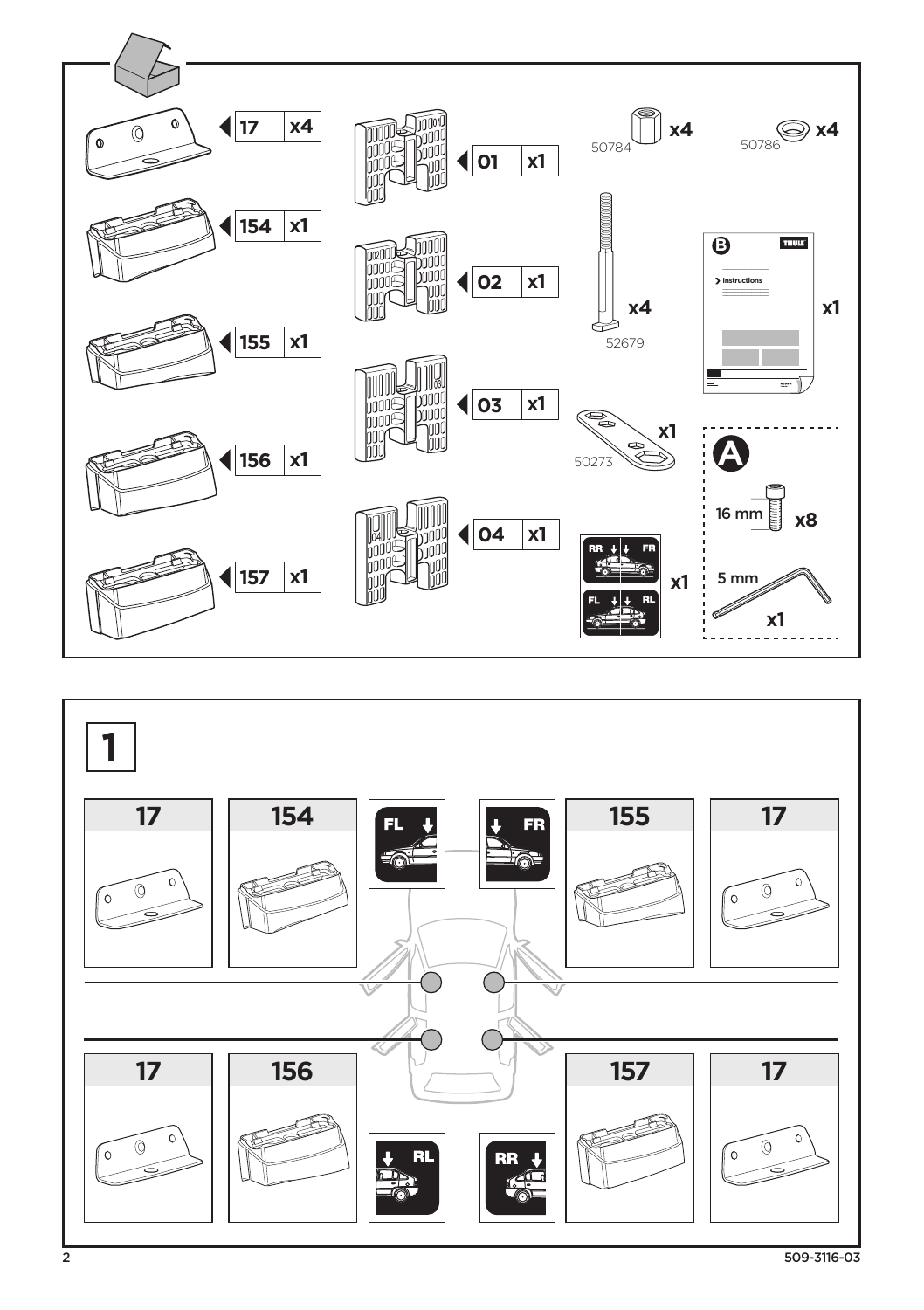| Part | Qty |
| --- | --- |
| 17 | x4 |
| 154 | x1 |
| 155 | x1 |
| 156 | x1 |
| 157 | x1 |
| 01 | x1 |
| 02 | x1 |
| 03 | x1 |
| 04 | x1 |
| 50784 | x4 |
| 50786 | x4 |
| 52679 | x4 |
| 50273 | x1 |
| B (Instructions) | x1 |
| RR / FR / FL / RL | x1 |

**A**

- 16 mm x8
- 5 mm x1

# 1

| 17 | 154 | FL | FR | 155 | 17 |
| --- | --- | --- | --- | --- | --- |
| 17 | 156 | RL | RR | 157 | 17 |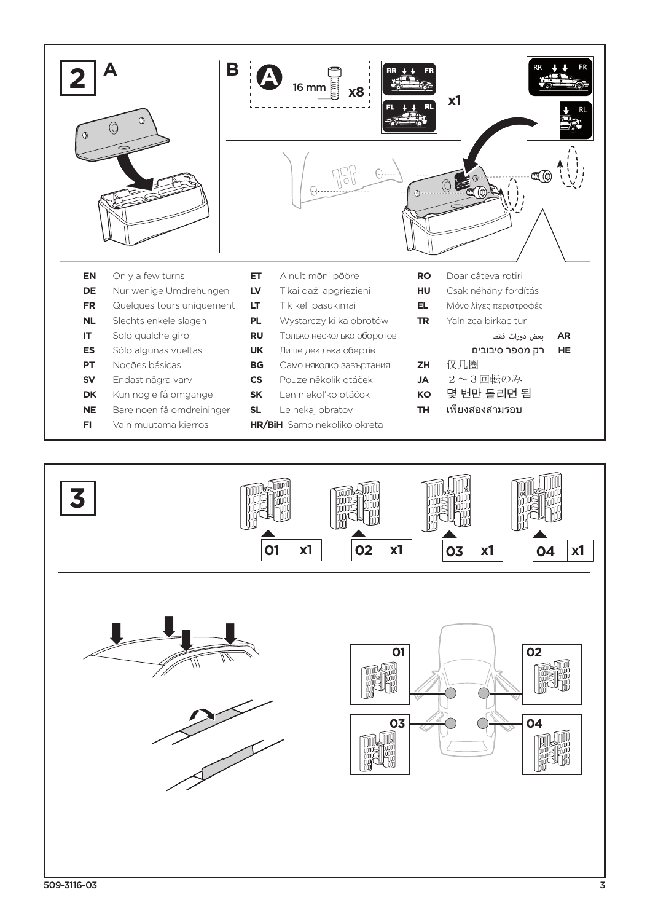## 2

**A**

**B**

16 mm x8

RR FR

FL RL

x1

RR FR

RL

| | | | | | |
|---|---|---|---|---|---|
| **EN** | Only a few turns | **ET** | Ainult mõni pööre | **RO** | Doar câteva rotiri |
| **DE** | Nur wenige Umdrehungen | **LV** | Tikai daži apgriezieni | **HU** | Csak néhány fordítás |
| **FR** | Quelques tours uniquement | **LT** | Tik keli pasukimai | **EL** | Μόνο λίγες περιστροφές |
| **NL** | Slechts enkele slagen | **PL** | Wystarczy kilka obrotów | **TR** | Yalnızca birkaç tur |
| **IT** | Solo qualche giro | **RU** | Только несколько оборотов | **AR** | بعض دورات فقط |
| **ES** | Sólo algunas vueltas | **UK** | Лише декілька обертів | **HE** | רק מספר סיבובים |
| **PT** | Noções básicas | **BG** | Само няколко завъртания | **ZH** | 仅几圈 |
| **SV** | Endast några varv | **CS** | Pouze několik otáček | **JA** | ２～３回転のみ |
| **DK** | Kun nogle få omgange | **SK** | Len niekoľko otáčok | **KO** | 몇 번만 돌리면 됨 |
| **NE** | Bare noen få omdreininger | **SL** | Le nekaj obratov | **TH** | เพียงสองสามรอบ |
| **FI** | Vain muutama kierros | **HR/BiH** | Samo nekoliko okreta | | |

## 3

01 x1 | 02 x1 | 03 x1 | 04 x1

01 | 02 | 03 | 04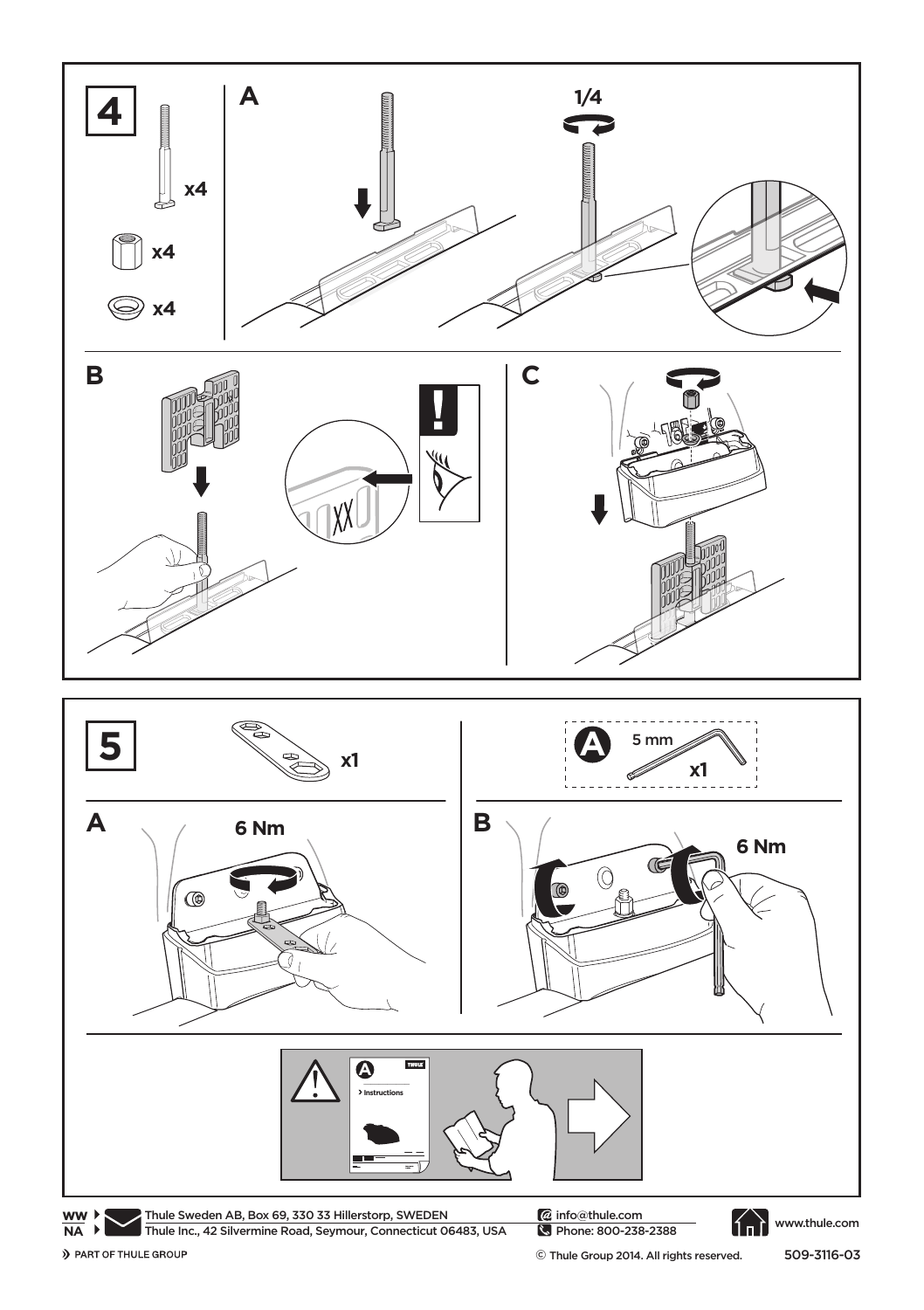4

x4

x4

x4

A

1/4

B

XX

!

C

5

x1

5 mm

x1

A

6 Nm

B

6 Nm

> Instructions

WW Thule Sweden AB, Box 69, 330 33 Hillerstorp, SWEDEN

NA Thule Inc., 42 Silvermine Road, Seymour, Connecticut 06483, USA

info@thule.com

Phone: 800-238-2388

www.thule.com

PART OF THULE GROUP

© Thule Group 2014. All rights reserved.

509-3116-03